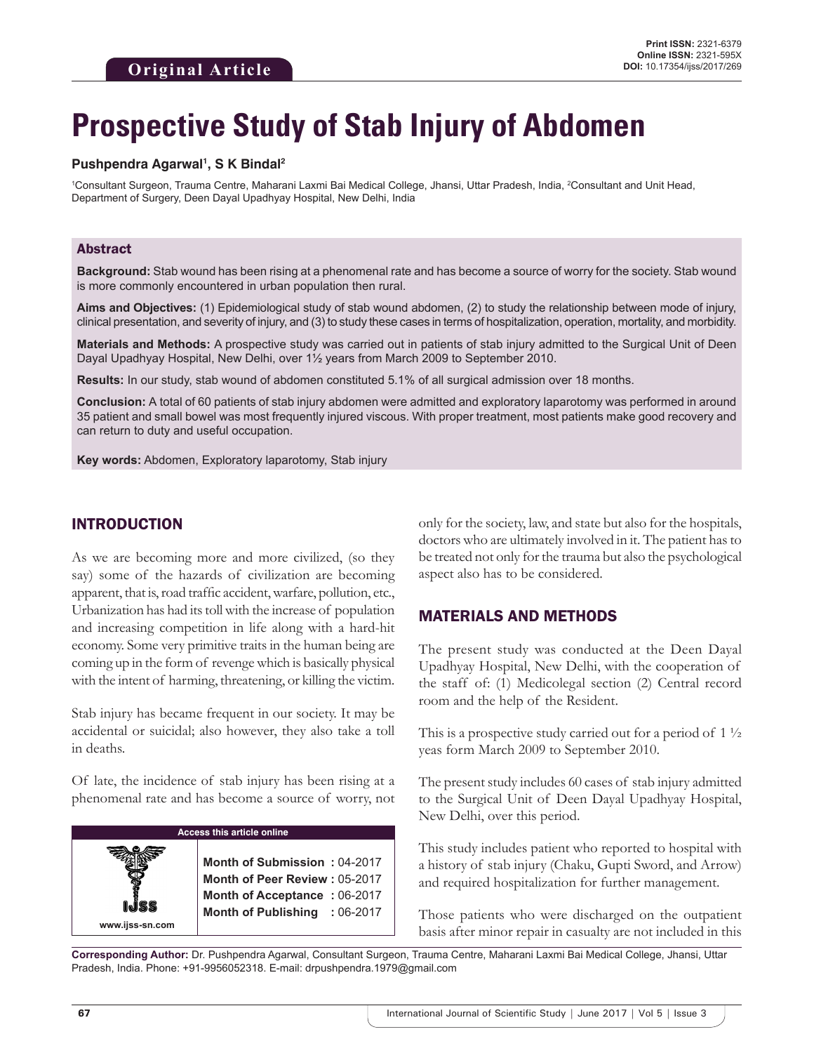**Original Article**

**Print ISSN:** 2321-6379
**Online ISSN:** 2321-595X
**DOI:** 10.17354/ijss/2017/269

# Prospective Study of Stab Injury of Abdomen

**Pushpendra Agarwal[1], S K Bindal[2]**

[1]Consultant Surgeon, Trauma Centre, Maharani Laxmi Bai Medical College, Jhansi, Uttar Pradesh, India, [2]Consultant and Unit Head, Department of Surgery, Deen Dayal Upadhyay Hospital, New Delhi, India

## Abstract

**Background:** Stab wound has been rising at a phenomenal rate and has become a source of worry for the society. Stab wound is more commonly encountered in urban population then rural.

**Aims and Objectives:** (1) Epidemiological study of stab wound abdomen, (2) to study the relationship between mode of injury, clinical presentation, and severity of injury, and (3) to study these cases in terms of hospitalization, operation, mortality, and morbidity.

**Materials and Methods:** A prospective study was carried out in patients of stab injury admitted to the Surgical Unit of Deen Dayal Upadhyay Hospital, New Delhi, over 1½ years from March 2009 to September 2010.

**Results:** In our study, stab wound of abdomen constituted 5.1% of all surgical admission over 18 months.

**Conclusion:** A total of 60 patients of stab injury abdomen were admitted and exploratory laparotomy was performed in around 35 patient and small bowel was most frequently injured viscous. With proper treatment, most patients make good recovery and can return to duty and useful occupation.

**Key words:** Abdomen, Exploratory laparotomy, Stab injury

## INTRODUCTION

As we are becoming more and more civilized, (so they say) some of the hazards of civilization are becoming apparent, that is, road traffic accident, warfare, pollution, etc., Urbanization has had its toll with the increase of population and increasing competition in life along with a hard-hit economy. Some very primitive traits in the human being are coming up in the form of revenge which is basically physical with the intent of harming, threatening, or killing the victim.

Stab injury has became frequent in our society. It may be accidental or suicidal; also however, they also take a toll in deaths.

Of late, the incidence of stab injury has been rising at a phenomenal rate and has become a source of worry, not only for the society, law, and state but also for the hospitals, doctors who are ultimately involved in it. The patient has to be treated not only for the trauma but also the psychological aspect also has to be considered.

| Access this article online | |
|---|---|
| www.ijss-sn.com | **Month of Submission :** 04-2017<br>**Month of Peer Review :** 05-2017<br>**Month of Acceptance :** 06-2017<br>**Month of Publishing :** 06-2017 |

## MATERIALS AND METHODS

The present study was conducted at the Deen Dayal Upadhyay Hospital, New Delhi, with the cooperation of the staff of: (1) Medicolegal section (2) Central record room and the help of the Resident.

This is a prospective study carried out for a period of 1 ½ yeas form March 2009 to September 2010.

The present study includes 60 cases of stab injury admitted to the Surgical Unit of Deen Dayal Upadhyay Hospital, New Delhi, over this period.

This study includes patient who reported to hospital with a history of stab injury (Chaku, Gupti Sword, and Arrow) and required hospitalization for further management.

Those patients who were discharged on the outpatient basis after minor repair in casualty are not included in this

**Corresponding Author:** Dr. Pushpendra Agarwal, Consultant Surgeon, Trauma Centre, Maharani Laxmi Bai Medical College, Jhansi, Uttar Pradesh, India. Phone: +91-9956052318. E-mail: drpushpendra.1979@gmail.com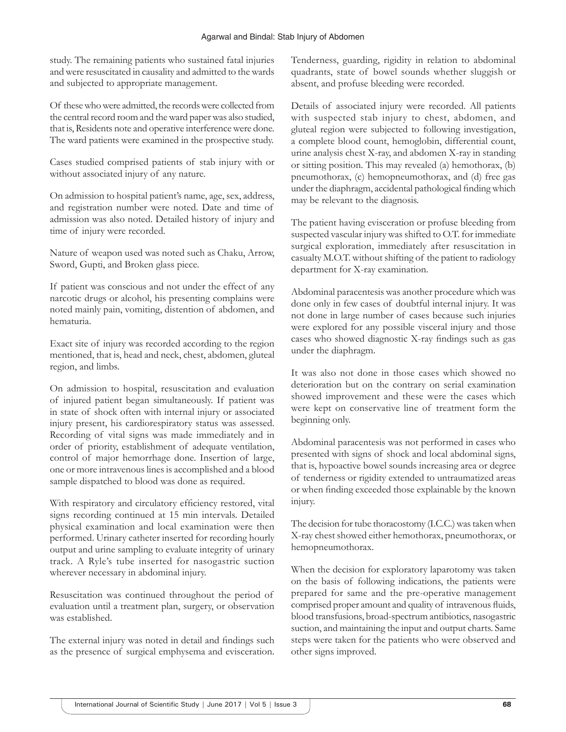study. The remaining patients who sustained fatal injuries and were resuscitated in causality and admitted to the wards and subjected to appropriate management.

Of these who were admitted, the records were collected from the central record room and the ward paper was also studied, that is, Residents note and operative interference were done. The ward patients were examined in the prospective study.

Cases studied comprised patients of stab injury with or without associated injury of any nature.

On admission to hospital patient's name, age, sex, address, and registration number were noted. Date and time of admission was also noted. Detailed history of injury and time of injury were recorded.

Nature of weapon used was noted such as Chaku, Arrow, Sword, Gupti, and Broken glass piece.

If patient was conscious and not under the effect of any narcotic drugs or alcohol, his presenting complains were noted mainly pain, vomiting, distention of abdomen, and hematuria.

Exact site of injury was recorded according to the region mentioned, that is, head and neck, chest, abdomen, gluteal region, and limbs.

On admission to hospital, resuscitation and evaluation of injured patient began simultaneously. If patient was in state of shock often with internal injury or associated injury present, his cardiorespiratory status was assessed. Recording of vital signs was made immediately and in order of priority, establishment of adequate ventilation, control of major hemorrhage done. Insertion of large, one or more intravenous lines is accomplished and a blood sample dispatched to blood was done as required.

With respiratory and circulatory efficiency restored, vital signs recording continued at 15 min intervals. Detailed physical examination and local examination were then performed. Urinary catheter inserted for recording hourly output and urine sampling to evaluate integrity of urinary track. A Ryle's tube inserted for nasogastric suction wherever necessary in abdominal injury.

Resuscitation was continued throughout the period of evaluation until a treatment plan, surgery, or observation was established.

The external injury was noted in detail and findings such as the presence of surgical emphysema and evisceration. Tenderness, guarding, rigidity in relation to abdominal quadrants, state of bowel sounds whether sluggish or absent, and profuse bleeding were recorded.

Details of associated injury were recorded. All patients with suspected stab injury to chest, abdomen, and gluteal region were subjected to following investigation, a complete blood count, hemoglobin, differential count, urine analysis chest X-ray, and abdomen X-ray in standing or sitting position. This may revealed (a) hemothorax, (b) pneumothorax, (c) hemopneumothorax, and (d) free gas under the diaphragm, accidental pathological finding which may be relevant to the diagnosis.

The patient having evisceration or profuse bleeding from suspected vascular injury was shifted to O.T. for immediate surgical exploration, immediately after resuscitation in casualty M.O.T. without shifting of the patient to radiology department for X-ray examination.

Abdominal paracentesis was another procedure which was done only in few cases of doubtful internal injury. It was not done in large number of cases because such injuries were explored for any possible visceral injury and those cases who showed diagnostic X-ray findings such as gas under the diaphragm.

It was also not done in those cases which showed no deterioration but on the contrary on serial examination showed improvement and these were the cases which were kept on conservative line of treatment form the beginning only.

Abdominal paracentesis was not performed in cases who presented with signs of shock and local abdominal signs, that is, hypoactive bowel sounds increasing area or degree of tenderness or rigidity extended to untraumatized areas or when finding exceeded those explainable by the known injury.

The decision for tube thoracostomy (I.C.C.) was taken when X-ray chest showed either hemothorax, pneumothorax, or hemopneumothorax.

When the decision for exploratory laparotomy was taken on the basis of following indications, the patients were prepared for same and the pre-operative management comprised proper amount and quality of intravenous fluids, blood transfusions, broad-spectrum antibiotics, nasogastric suction, and maintaining the input and output charts. Same steps were taken for the patients who were observed and other signs improved.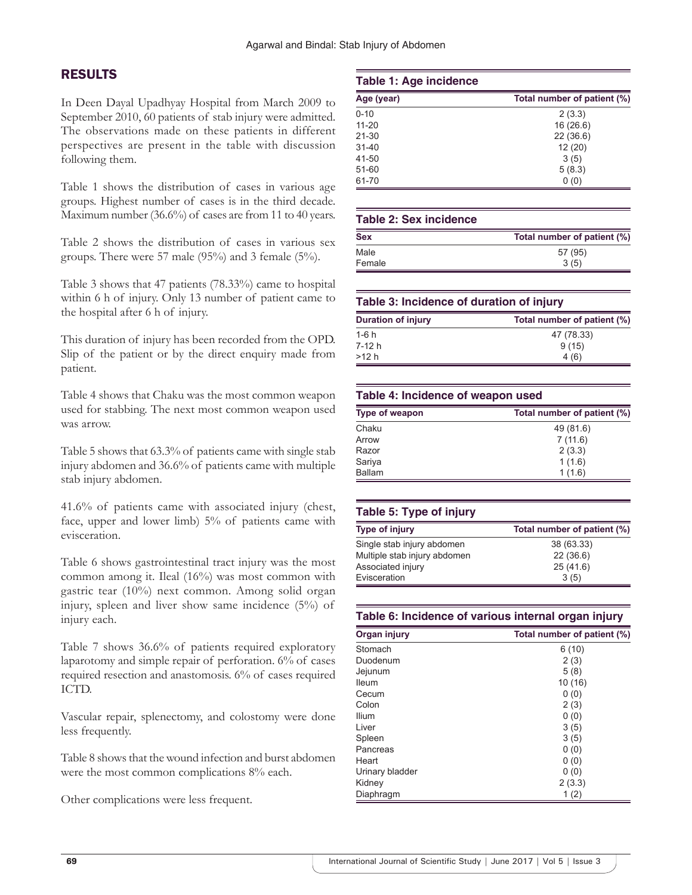## RESULTS

In Deen Dayal Upadhyay Hospital from March 2009 to September 2010, 60 patients of stab injury were admitted. The observations made on these patients in different perspectives are present in the table with discussion following them.

Table 1 shows the distribution of cases in various age groups. Highest number of cases is in the third decade. Maximum number (36.6%) of cases are from 11 to 40 years.

Table 2 shows the distribution of cases in various sex groups. There were 57 male (95%) and 3 female (5%).

Table 3 shows that 47 patients (78.33%) came to hospital within 6 h of injury. Only 13 number of patient came to the hospital after 6 h of injury.

This duration of injury has been recorded from the OPD. Slip of the patient or by the direct enquiry made from patient.

Table 4 shows that Chaku was the most common weapon used for stabbing. The next most common weapon used was arrow.

Table 5 shows that 63.3% of patients came with single stab injury abdomen and 36.6% of patients came with multiple stab injury abdomen.

41.6% of patients came with associated injury (chest, face, upper and lower limb) 5% of patients came with evisceration.

Table 6 shows gastrointestinal tract injury was the most common among it. Ileal (16%) was most common with gastric tear (10%) next common. Among solid organ injury, spleen and liver show same incidence (5%) of injury each.

Table 7 shows 36.6% of patients required exploratory laparotomy and simple repair of perforation. 6% of cases required resection and anastomosis. 6% of cases required ICTD.

Vascular repair, splenectomy, and colostomy were done less frequently.

Table 8 shows that the wound infection and burst abdomen were the most common complications 8% each.

Other complications were less frequent.

**Table 1: Age incidence**

| Age (year) | Total number of patient (%) |
|---|---|
| 0-10 | 2 (3.3) |
| 11-20 | 16 (26.6) |
| 21-30 | 22 (36.6) |
| 31-40 | 12 (20) |
| 41-50 | 3 (5) |
| 51-60 | 5 (8.3) |
| 61-70 | 0 (0) |

**Table 2: Sex incidence**

| Sex | Total number of patient (%) |
|---|---|
| Male | 57 (95) |
| Female | 3 (5) |

**Table 3: Incidence of duration of injury**

| Duration of injury | Total number of patient (%) |
|---|---|
| 1-6 h | 47 (78.33) |
| 7-12 h | 9 (15) |
| >12 h | 4 (6) |

**Table 4: Incidence of weapon used**

| Type of weapon | Total number of patient (%) |
|---|---|
| Chaku | 49 (81.6) |
| Arrow | 7 (11.6) |
| Razor | 2 (3.3) |
| Sariya | 1 (1.6) |
| Ballam | 1 (1.6) |

**Table 5: Type of injury**

| Type of injury | Total number of patient (%) |
|---|---|
| Single stab injury abdomen | 38 (63.33) |
| Multiple stab injury abdomen | 22 (36.6) |
| Associated injury | 25 (41.6) |
| Evisceration | 3 (5) |

**Table 6: Incidence of various internal organ injury**

| Organ injury | Total number of patient (%) |
|---|---|
| Stomach | 6 (10) |
| Duodenum | 2 (3) |
| Jejunum | 5 (8) |
| Ileum | 10 (16) |
| Cecum | 0 (0) |
| Colon | 2 (3) |
| Ilium | 0 (0) |
| Liver | 3 (5) |
| Spleen | 3 (5) |
| Pancreas | 0 (0) |
| Heart | 0 (0) |
| Urinary bladder | 0 (0) |
| Kidney | 2 (3.3) |
| Diaphragm | 1 (2) |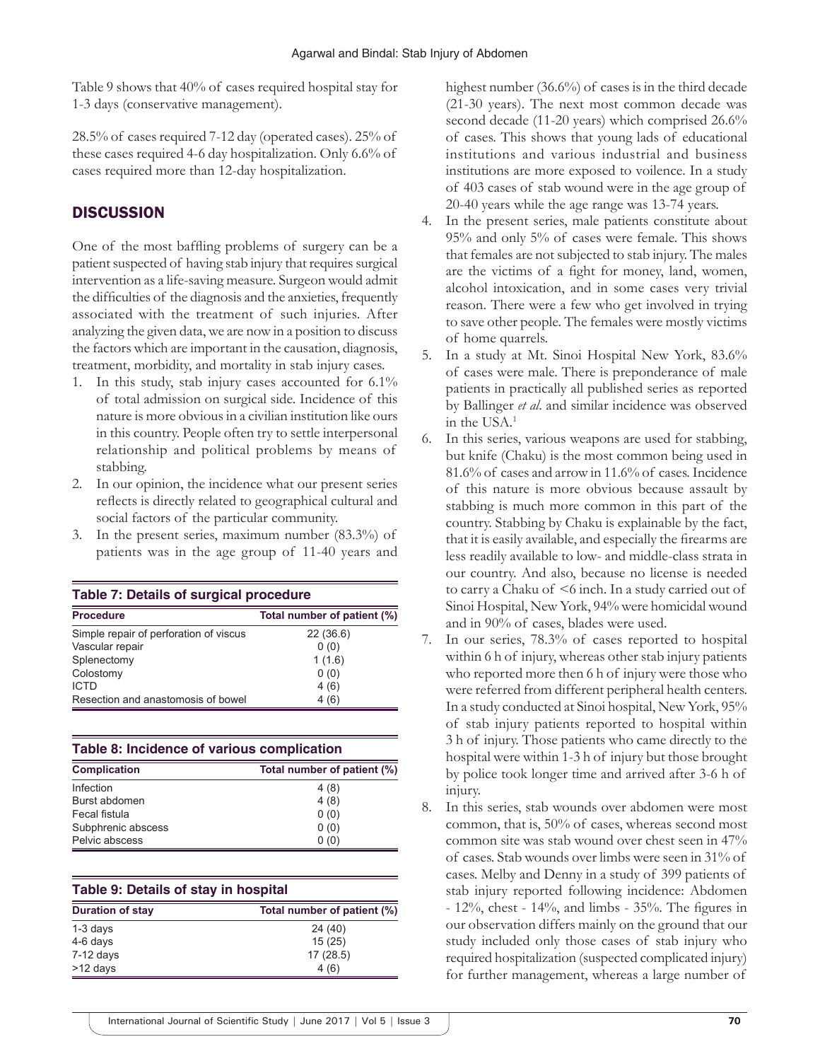Table 9 shows that 40% of cases required hospital stay for 1-3 days (conservative management).

28.5% of cases required 7-12 day (operated cases). 25% of these cases required 4-6 day hospitalization. Only 6.6% of cases required more than 12-day hospitalization.

## DISCUSSION

One of the most baffling problems of surgery can be a patient suspected of having stab injury that requires surgical intervention as a life-saving measure. Surgeon would admit the difficulties of the diagnosis and the anxieties, frequently associated with the treatment of such injuries. After analyzing the given data, we are now in a position to discuss the factors which are important in the causation, diagnosis, treatment, morbidity, and mortality in stab injury cases.

1. In this study, stab injury cases accounted for 6.1% of total admission on surgical side. Incidence of this nature is more obvious in a civilian institution like ours in this country. People often try to settle interpersonal relationship and political problems by means of stabbing.
2. In our opinion, the incidence what our present series reflects is directly related to geographical cultural and social factors of the particular community.
3. In the present series, maximum number (83.3%) of patients was in the age group of 11-40 years and highest number (36.6%) of cases is in the third decade (21-30 years). The next most common decade was second decade (11-20 years) which comprised 26.6% of cases. This shows that young lads of educational institutions and various industrial and business institutions are more exposed to voilence. In a study of 403 cases of stab wound were in the age group of 20-40 years while the age range was 13-74 years.
4. In the present series, male patients constitute about 95% and only 5% of cases were female. This shows that females are not subjected to stab injury. The males are the victims of a fight for money, land, women, alcohol intoxication, and in some cases very trivial reason. There were a few who get involved in trying to save other people. The females were mostly victims of home quarrels.
5. In a study at Mt. Sinoi Hospital New York, 83.6% of cases were male. There is preponderance of male patients in practically all published series as reported by Ballinger *et al*. and similar incidence was observed in the USA.[1]
6. In this series, various weapons are used for stabbing, but knife (Chaku) is the most common being used in 81.6% of cases and arrow in 11.6% of cases. Incidence of this nature is more obvious because assault by stabbing is much more common in this part of the country. Stabbing by Chaku is explainable by the fact, that it is easily available, and especially the firearms are less readily available to low- and middle-class strata in our country. And also, because no license is needed to carry a Chaku of <6 inch. In a study carried out of Sinoi Hospital, New York, 94% were homicidal wound and in 90% of cases, blades were used.
7. In our series, 78.3% of cases reported to hospital within 6 h of injury, whereas other stab injury patients who reported more then 6 h of injury were those who were referred from different peripheral health centers. In a study conducted at Sinoi hospital, New York, 95% of stab injury patients reported to hospital within 3 h of injury. Those patients who came directly to the hospital were within 1-3 h of injury but those brought by police took longer time and arrived after 3-6 h of injury.
8. In this series, stab wounds over abdomen were most common, that is, 50% of cases, whereas second most common site was stab wound over chest seen in 47% of cases. Stab wounds over limbs were seen in 31% of cases. Melby and Denny in a study of 399 patients of stab injury reported following incidence: Abdomen - 12%, chest - 14%, and limbs - 35%. The figures in our observation differs mainly on the ground that our study included only those cases of stab injury who required hospitalization (suspected complicated injury) for further management, whereas a large number of

**Table 7: Details of surgical procedure**

| Procedure | Total number of patient (%) |
|---|---|
| Simple repair of perforation of viscus | 22 (36.6) |
| Vascular repair | 0 (0) |
| Splenectomy | 1 (1.6) |
| Colostomy | 0 (0) |
| ICTD | 4 (6) |
| Resection and anastomosis of bowel | 4 (6) |

**Table 8: Incidence of various complication**

| Complication | Total number of patient (%) |
|---|---|
| Infection | 4 (8) |
| Burst abdomen | 4 (8) |
| Fecal fistula | 0 (0) |
| Subphrenic abscess | 0 (0) |
| Pelvic abscess | 0 (0) |

**Table 9: Details of stay in hospital**

| Duration of stay | Total number of patient (%) |
|---|---|
| 1-3 days | 24 (40) |
| 4-6 days | 15 (25) |
| 7-12 days | 17 (28.5) |
| >12 days | 4 (6) |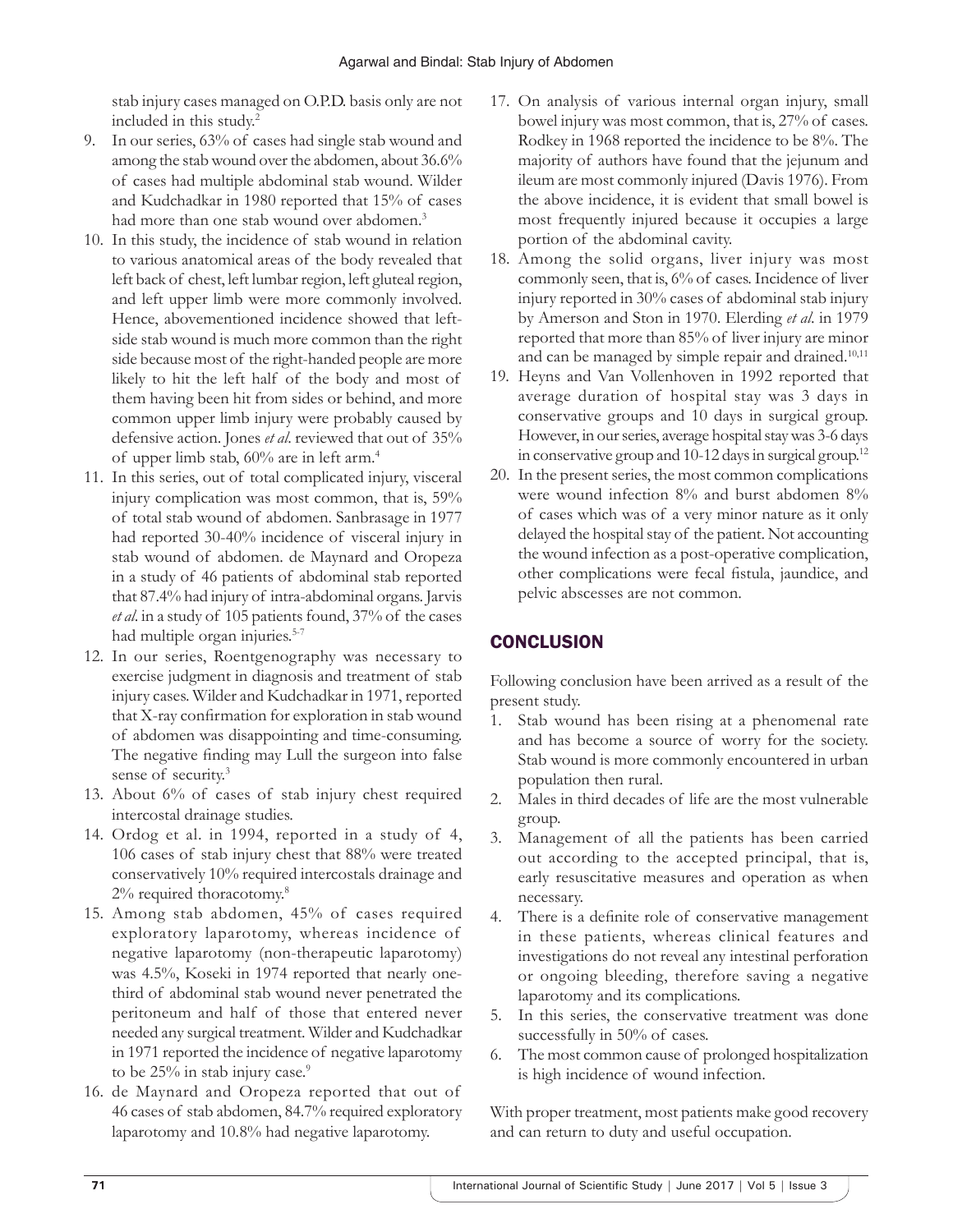stab injury cases managed on O.P.D. basis only are not included in this study.[2]

9. In our series, 63% of cases had single stab wound and among the stab wound over the abdomen, about 36.6% of cases had multiple abdominal stab wound. Wilder and Kudchadkar in 1980 reported that 15% of cases had more than one stab wound over abdomen.[3]
10. In this study, the incidence of stab wound in relation to various anatomical areas of the body revealed that left back of chest, left lumbar region, left gluteal region, and left upper limb were more commonly involved. Hence, abovementioned incidence showed that left-side stab wound is much more common than the right side because most of the right-handed people are more likely to hit the left half of the body and most of them having been hit from sides or behind, and more common upper limb injury were probably caused by defensive action. Jones *et al*. reviewed that out of 35% of upper limb stab, 60% are in left arm.[4]
11. In this series, out of total complicated injury, visceral injury complication was most common, that is, 59% of total stab wound of abdomen. Sanbrasage in 1977 had reported 30-40% incidence of visceral injury in stab wound of abdomen. de Maynard and Oropeza in a study of 46 patients of abdominal stab reported that 87.4% had injury of intra-abdominal organs. Jarvis *et al*. in a study of 105 patients found, 37% of the cases had multiple organ injuries.[5-7]
12. In our series, Roentgenography was necessary to exercise judgment in diagnosis and treatment of stab injury cases. Wilder and Kudchadkar in 1971, reported that X-ray confirmation for exploration in stab wound of abdomen was disappointing and time-consuming. The negative finding may Lull the surgeon into false sense of security.[3]
13. About 6% of cases of stab injury chest required intercostal drainage studies.
14. Ordog et al. in 1994, reported in a study of 4, 106 cases of stab injury chest that 88% were treated conservatively 10% required intercostals drainage and 2% required thoracotomy.[8]
15. Among stab abdomen, 45% of cases required exploratory laparotomy, whereas incidence of negative laparotomy (non-therapeutic laparotomy) was 4.5%, Koseki in 1974 reported that nearly one-third of abdominal stab wound never penetrated the peritoneum and half of those that entered never needed any surgical treatment. Wilder and Kudchadkar in 1971 reported the incidence of negative laparotomy to be 25% in stab injury case.[9]
16. de Maynard and Oropeza reported that out of 46 cases of stab abdomen, 84.7% required exploratory laparotomy and 10.8% had negative laparotomy.
17. On analysis of various internal organ injury, small bowel injury was most common, that is, 27% of cases. Rodkey in 1968 reported the incidence to be 8%. The majority of authors have found that the jejunum and ileum are most commonly injured (Davis 1976). From the above incidence, it is evident that small bowel is most frequently injured because it occupies a large portion of the abdominal cavity.
18. Among the solid organs, liver injury was most commonly seen, that is, 6% of cases. Incidence of liver injury reported in 30% cases of abdominal stab injury by Amerson and Ston in 1970. Elerding *et al*. in 1979 reported that more than 85% of liver injury are minor and can be managed by simple repair and drained.[10,11]
19. Heyns and Van Vollenhoven in 1992 reported that average duration of hospital stay was 3 days in conservative groups and 10 days in surgical group. However, in our series, average hospital stay was 3-6 days in conservative group and 10-12 days in surgical group.[12]
20. In the present series, the most common complications were wound infection 8% and burst abdomen 8% of cases which was of a very minor nature as it only delayed the hospital stay of the patient. Not accounting the wound infection as a post-operative complication, other complications were fecal fistula, jaundice, and pelvic abscesses are not common.

## CONCLUSION

Following conclusion have been arrived as a result of the present study.

1. Stab wound has been rising at a phenomenal rate and has become a source of worry for the society. Stab wound is more commonly encountered in urban population then rural.
2. Males in third decades of life are the most vulnerable group.
3. Management of all the patients has been carried out according to the accepted principal, that is, early resuscitative measures and operation as when necessary.
4. There is a definite role of conservative management in these patients, whereas clinical features and investigations do not reveal any intestinal perforation or ongoing bleeding, therefore saving a negative laparotomy and its complications.
5. In this series, the conservative treatment was done successfully in 50% of cases.
6. The most common cause of prolonged hospitalization is high incidence of wound infection.

With proper treatment, most patients make good recovery and can return to duty and useful occupation.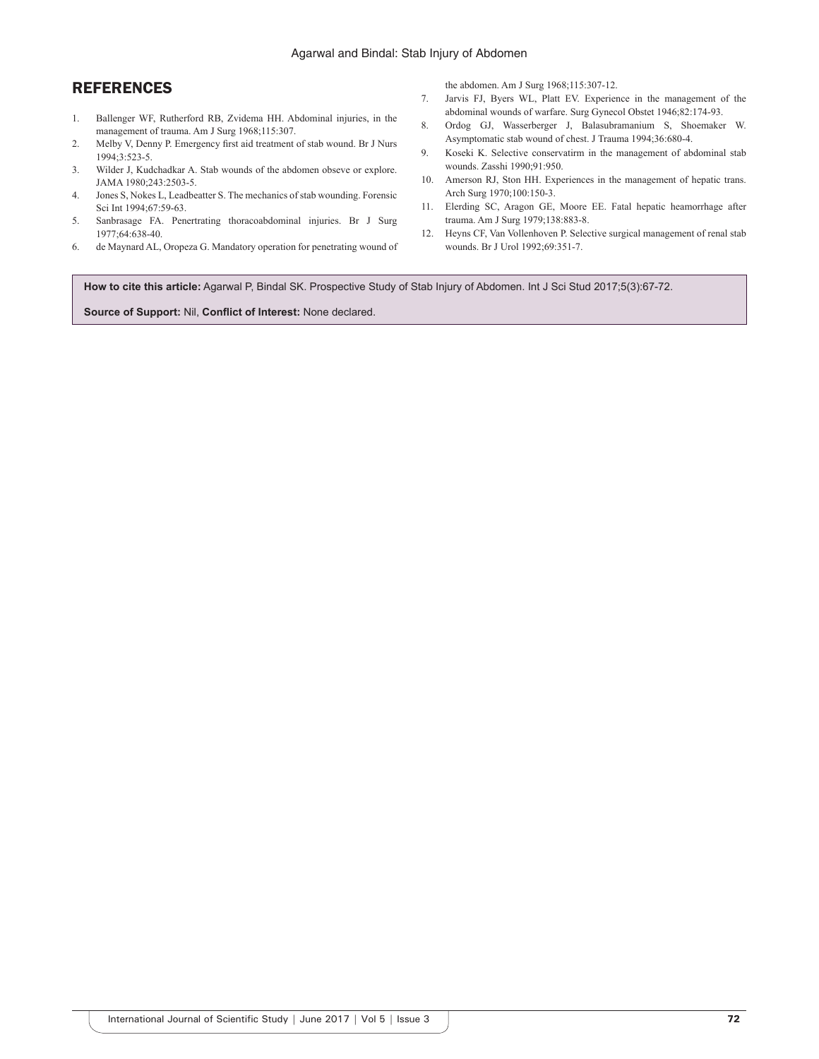## REFERENCES

1. Ballenger WF, Rutherford RB, Zvidema HH. Abdominal injuries, in the management of trauma. Am J Surg 1968;115:307.
2. Melby V, Denny P. Emergency first aid treatment of stab wound. Br J Nurs 1994;3:523-5.
3. Wilder J, Kudchadkar A. Stab wounds of the abdomen obseve or explore. JAMA 1980;243:2503-5.
4. Jones S, Nokes L, Leadbeatter S. The mechanics of stab wounding. Forensic Sci Int 1994;67:59-63.
5. Sanbrasage FA. Penertrating thoracoabdominal injuries. Br J Surg 1977;64:638-40.
6. de Maynard AL, Oropeza G. Mandatory operation for penetrating wound of the abdomen. Am J Surg 1968;115:307-12.
7. Jarvis FJ, Byers WL, Platt EV. Experience in the management of the abdominal wounds of warfare. Surg Gynecol Obstet 1946;82:174-93.
8. Ordog GJ, Wasserberger J, Balasubramanium S, Shoemaker W. Asymptomatic stab wound of chest. J Trauma 1994;36:680-4.
9. Koseki K. Selective conservatirm in the management of abdominal stab wounds. Zasshi 1990;91:950.
10. Amerson RJ, Ston HH. Experiences in the management of hepatic trans. Arch Surg 1970;100:150-3.
11. Elerding SC, Aragon GE, Moore EE. Fatal hepatic heamorrhage after trauma. Am J Surg 1979;138:883-8.
12. Heyns CF, Van Vollenhoven P. Selective surgical management of renal stab wounds. Br J Urol 1992;69:351-7.

**How to cite this article:** Agarwal P, Bindal SK. Prospective Study of Stab Injury of Abdomen. Int J Sci Stud 2017;5(3):67-72.

**Source of Support:** Nil, **Conflict of Interest:** None declared.